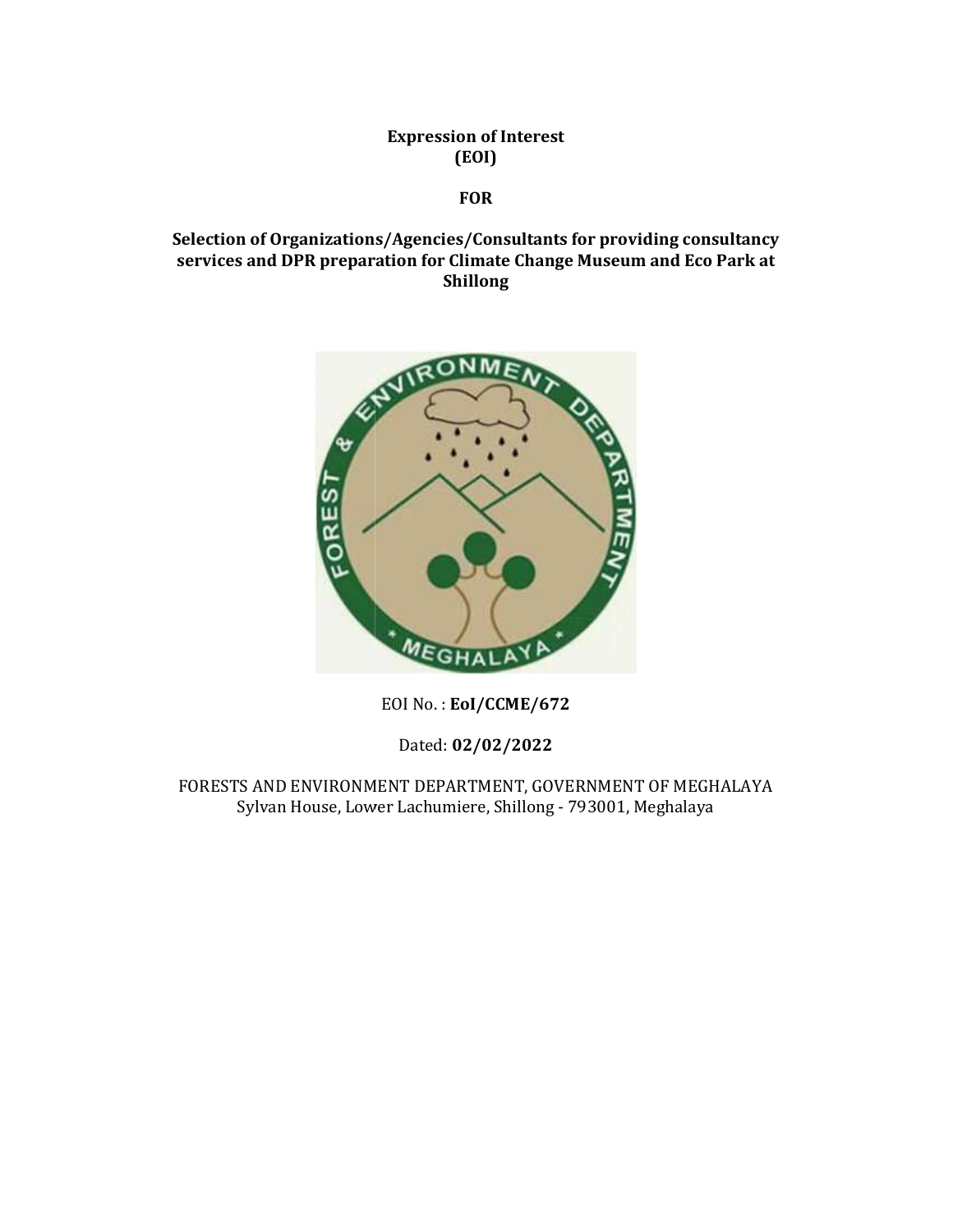**Expression of Interest**
**(EOI)**

**FOR**

**Selection of Organizations/Agencies/Consultants for providing consultancy services and DPR preparation for Climate Change Museum and Eco Park at Shillong**

EOI No. : **EoI/CCME/672**

Dated: **02/02/2022**

FORESTS AND ENVIRONMENT DEPARTMENT, GOVERNMENT OF MEGHALAYA
Sylvan House, Lower Lachumiere, Shillong - 793001, Meghalaya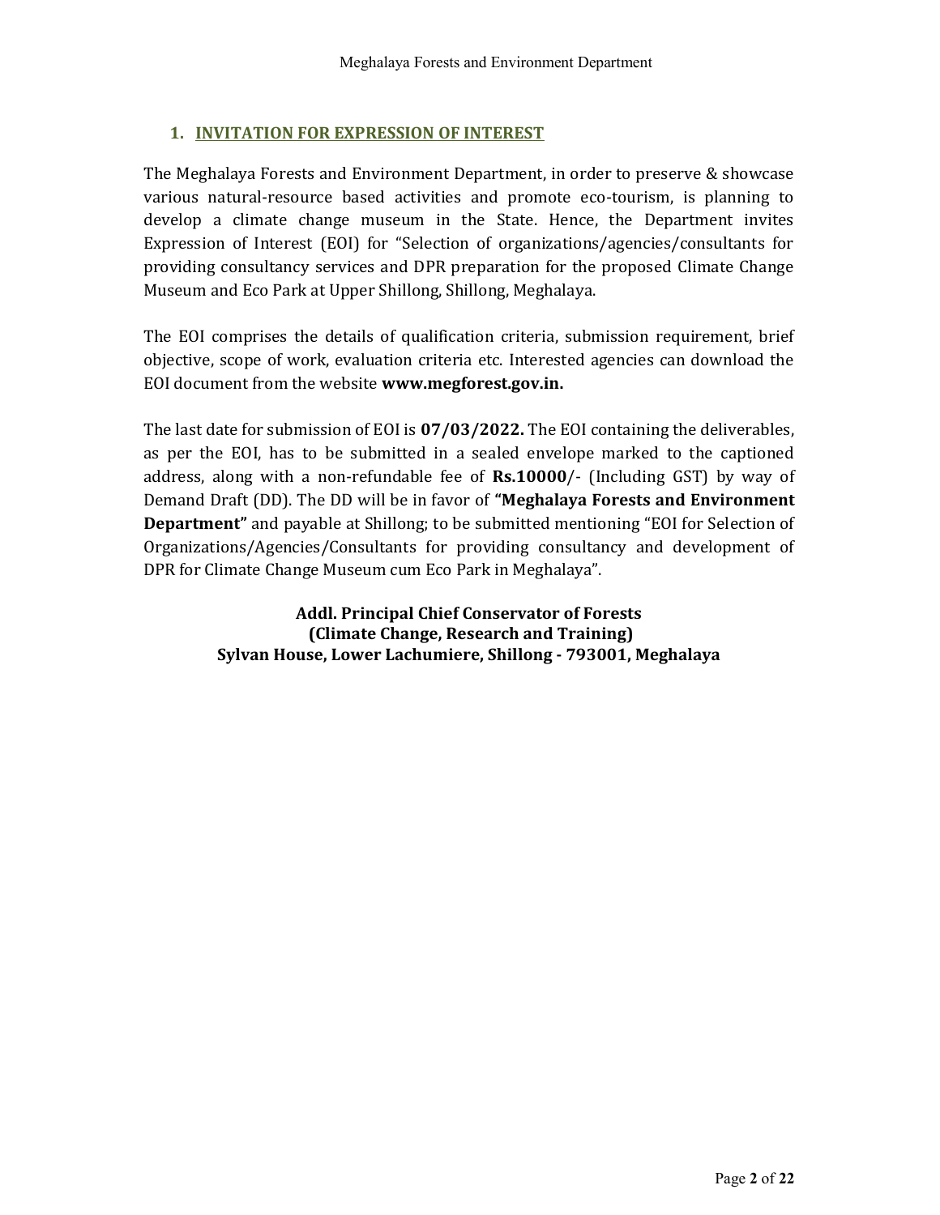## 1. INVITATION FOR EXPRESSION OF INTEREST

The Meghalaya Forests and Environment Department, in order to preserve & showcase various natural-resource based activities and promote eco-tourism, is planning to develop a climate change museum in the State. Hence, the Department invites Expression of Interest (EOI) for "Selection of organizations/agencies/consultants for providing consultancy services and DPR preparation for the proposed Climate Change Museum and Eco Park at Upper Shillong, Shillong, Meghalaya.

The EOI comprises the details of qualification criteria, submission requirement, brief objective, scope of work, evaluation criteria etc. Interested agencies can download the EOI document from the website **www.megforest.gov.in.**

The last date for submission of EOI is **07/03/2022.** The EOI containing the deliverables, as per the EOI, has to be submitted in a sealed envelope marked to the captioned address, along with a non-refundable fee of **Rs.10000**/- (Including GST) by way of Demand Draft (DD). The DD will be in favor of **"Meghalaya Forests and Environment Department"** and payable at Shillong; to be submitted mentioning "EOI for Selection of Organizations/Agencies/Consultants for providing consultancy and development of DPR for Climate Change Museum cum Eco Park in Meghalaya".

**Addl. Principal Chief Conservator of Forests**
**(Climate Change, Research and Training)**
**Sylvan House, Lower Lachumiere, Shillong - 793001, Meghalaya**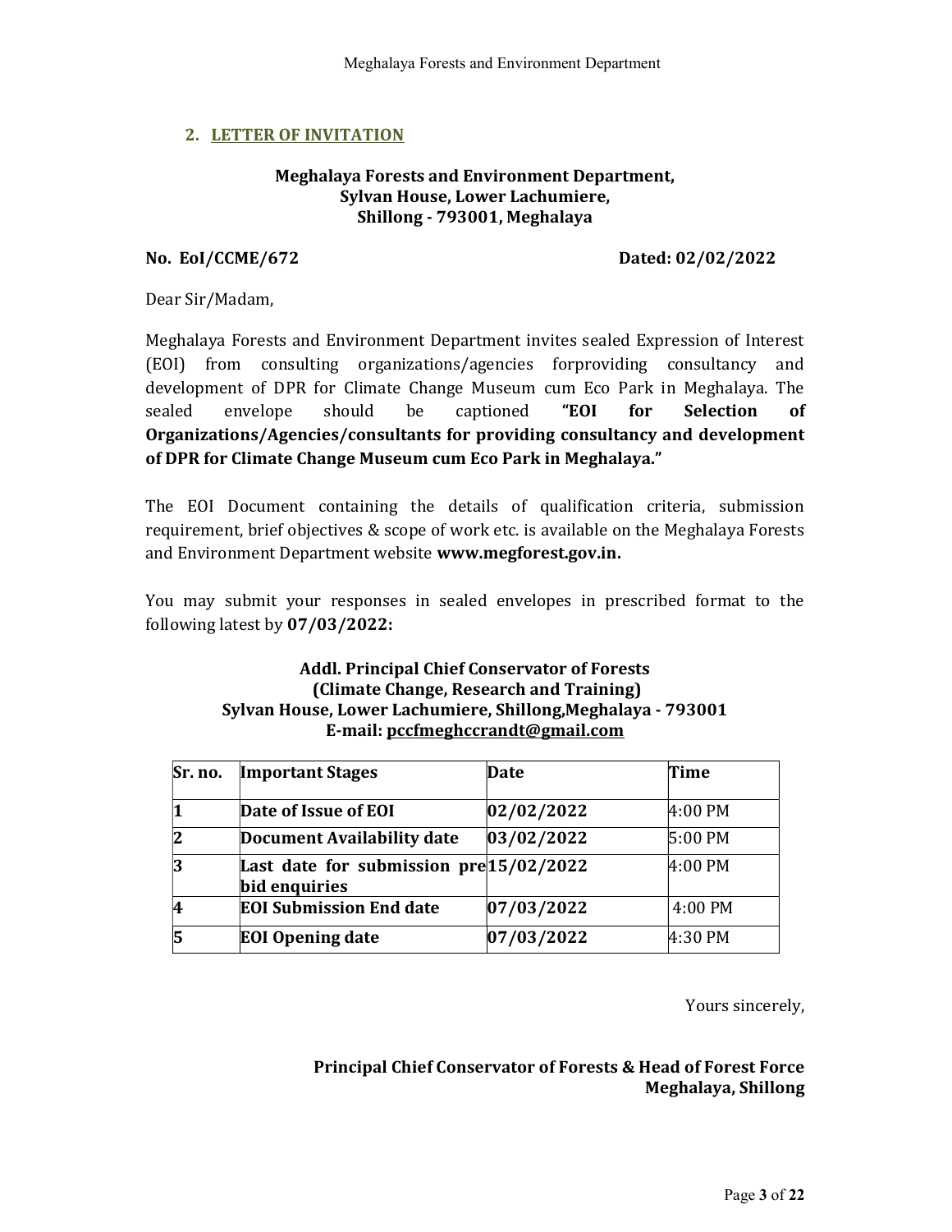## 2. LETTER OF INVITATION

**Meghalaya Forests and Environment Department,**
**Sylvan House, Lower Lachumiere,**
**Shillong - 793001, Meghalaya**

**No. EoI/CCME/672** **Dated: 02/02/2022**

Dear Sir/Madam,

Meghalaya Forests and Environment Department invites sealed Expression of Interest (EOI) from consulting organizations/agencies forproviding consultancy and development of DPR for Climate Change Museum cum Eco Park in Meghalaya. The sealed envelope should be captioned **"EOI for Selection of Organizations/Agencies/consultants for providing consultancy and development of DPR for Climate Change Museum cum Eco Park in Meghalaya."**

The EOI Document containing the details of qualification criteria, submission requirement, brief objectives & scope of work etc. is available on the Meghalaya Forests and Environment Department website **www.megforest.gov.in.**

You may submit your responses in sealed envelopes in prescribed format to the following latest by **07/03/2022:**

**Addl. Principal Chief Conservator of Forests**
**(Climate Change, Research and Training)**
**Sylvan House, Lower Lachumiere, Shillong,Meghalaya - 793001**
**E-mail: pccfmeghccrandt@gmail.com**

| Sr. no. | Important Stages | Date | Time |
|---|---|---|---|
| 1 | **Date of Issue of EOI** | **02/02/2022** | 4:00 PM |
| 2 | **Document Availability date** | **03/02/2022** | 5:00 PM |
| 3 | **Last date for submission pre bid enquiries** | **15/02/2022** | 4:00 PM |
| 4 | **EOI Submission End date** | **07/03/2022** | 4:00 PM |
| 5 | **EOI Opening date** | **07/03/2022** | 4:30 PM |

Yours sincerely,

**Principal Chief Conservator of Forests & Head of Forest Force**
**Meghalaya, Shillong**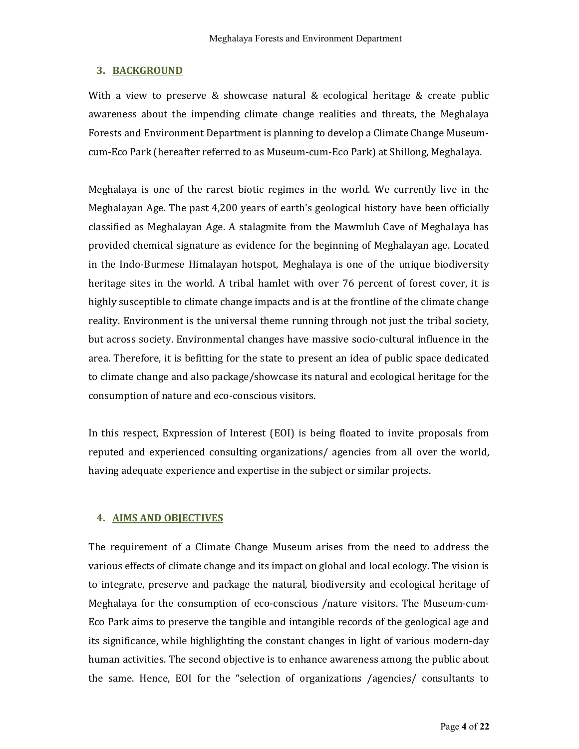## 3. BACKGROUND

With a view to preserve & showcase natural & ecological heritage & create public awareness about the impending climate change realities and threats, the Meghalaya Forests and Environment Department is planning to develop a Climate Change Museum-cum-Eco Park (hereafter referred to as Museum-cum-Eco Park) at Shillong, Meghalaya.

Meghalaya is one of the rarest biotic regimes in the world. We currently live in the Meghalayan Age. The past 4,200 years of earth's geological history have been officially classified as Meghalayan Age. A stalagmite from the Mawmluh Cave of Meghalaya has provided chemical signature as evidence for the beginning of Meghalayan age. Located in the Indo-Burmese Himalayan hotspot, Meghalaya is one of the unique biodiversity heritage sites in the world. A tribal hamlet with over 76 percent of forest cover, it is highly susceptible to climate change impacts and is at the frontline of the climate change reality. Environment is the universal theme running through not just the tribal society, but across society. Environmental changes have massive socio-cultural influence in the area. Therefore, it is befitting for the state to present an idea of public space dedicated to climate change and also package/showcase its natural and ecological heritage for the consumption of nature and eco-conscious visitors.

In this respect, Expression of Interest (EOI) is being floated to invite proposals from reputed and experienced consulting organizations/ agencies from all over the world, having adequate experience and expertise in the subject or similar projects.

## 4. AIMS AND OBJECTIVES

The requirement of a Climate Change Museum arises from the need to address the various effects of climate change and its impact on global and local ecology. The vision is to integrate, preserve and package the natural, biodiversity and ecological heritage of Meghalaya for the consumption of eco-conscious /nature visitors. The Museum-cum-Eco Park aims to preserve the tangible and intangible records of the geological age and its significance, while highlighting the constant changes in light of various modern-day human activities. The second objective is to enhance awareness among the public about the same. Hence, EOI for the "selection of organizations /agencies/ consultants to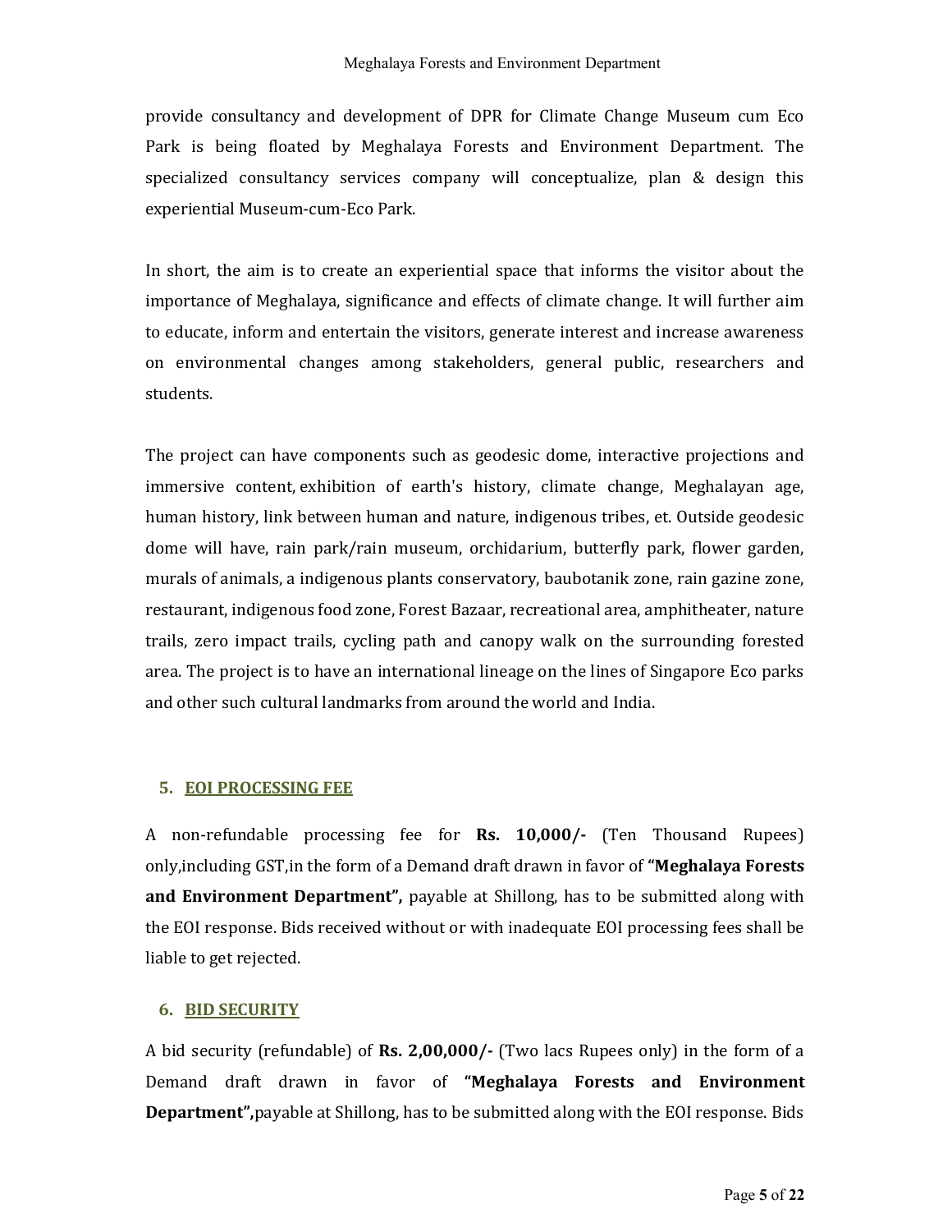provide consultancy and development of DPR for Climate Change Museum cum Eco Park is being floated by Meghalaya Forests and Environment Department. The specialized consultancy services company will conceptualize, plan & design this experiential Museum-cum-Eco Park.

In short, the aim is to create an experiential space that informs the visitor about the importance of Meghalaya, significance and effects of climate change. It will further aim to educate, inform and entertain the visitors, generate interest and increase awareness on environmental changes among stakeholders, general public, researchers and students.

The project can have components such as geodesic dome, interactive projections and immersive content, exhibition of earth's history, climate change, Meghalayan age, human history, link between human and nature, indigenous tribes, et. Outside geodesic dome will have, rain park/rain museum, orchidarium, butterfly park, flower garden, murals of animals, a indigenous plants conservatory, baubotanik zone, rain gazine zone, restaurant, indigenous food zone, Forest Bazaar, recreational area, amphitheater, nature trails, zero impact trails, cycling path and canopy walk on the surrounding forested area. The project is to have an international lineage on the lines of Singapore Eco parks and other such cultural landmarks from around the world and India.

## 5. EOI PROCESSING FEE

A non-refundable processing fee for **Rs. 10,000/-** (Ten Thousand Rupees) only,including GST,in the form of a Demand draft drawn in favor of **"Meghalaya Forests and Environment Department",** payable at Shillong, has to be submitted along with the EOI response. Bids received without or with inadequate EOI processing fees shall be liable to get rejected.

## 6. BID SECURITY

A bid security (refundable) of **Rs. 2,00,000/-** (Two lacs Rupees only) in the form of a Demand draft drawn in favor of **"Meghalaya Forests and Environment Department",**payable at Shillong, has to be submitted along with the EOI response. Bids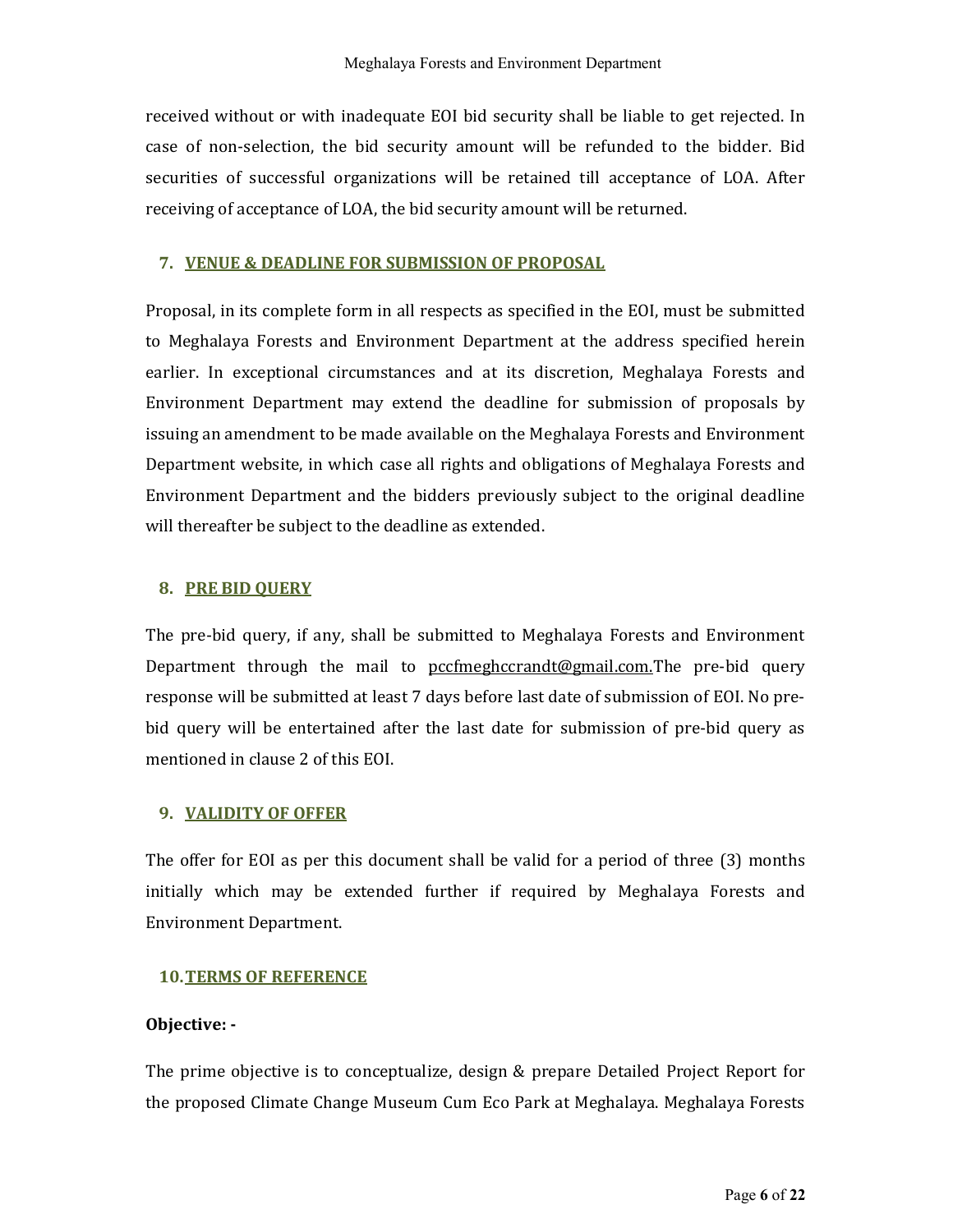received without or with inadequate EOI bid security shall be liable to get rejected. In case of non-selection, the bid security amount will be refunded to the bidder. Bid securities of successful organizations will be retained till acceptance of LOA. After receiving of acceptance of LOA, the bid security amount will be returned.

## 7. VENUE & DEADLINE FOR SUBMISSION OF PROPOSAL

Proposal, in its complete form in all respects as specified in the EOI, must be submitted to Meghalaya Forests and Environment Department at the address specified herein earlier. In exceptional circumstances and at its discretion, Meghalaya Forests and Environment Department may extend the deadline for submission of proposals by issuing an amendment to be made available on the Meghalaya Forests and Environment Department website, in which case all rights and obligations of Meghalaya Forests and Environment Department and the bidders previously subject to the original deadline will thereafter be subject to the deadline as extended.

## 8. PRE BID QUERY

The pre-bid query, if any, shall be submitted to Meghalaya Forests and Environment Department through the mail to pccfmeghccrandt@gmail.com.The pre-bid query response will be submitted at least 7 days before last date of submission of EOI. No pre-bid query will be entertained after the last date for submission of pre-bid query as mentioned in clause 2 of this EOI.

## 9. VALIDITY OF OFFER

The offer for EOI as per this document shall be valid for a period of three (3) months initially which may be extended further if required by Meghalaya Forests and Environment Department.

## 10. TERMS OF REFERENCE

**Objective: -**

The prime objective is to conceptualize, design & prepare Detailed Project Report for the proposed Climate Change Museum Cum Eco Park at Meghalaya. Meghalaya Forests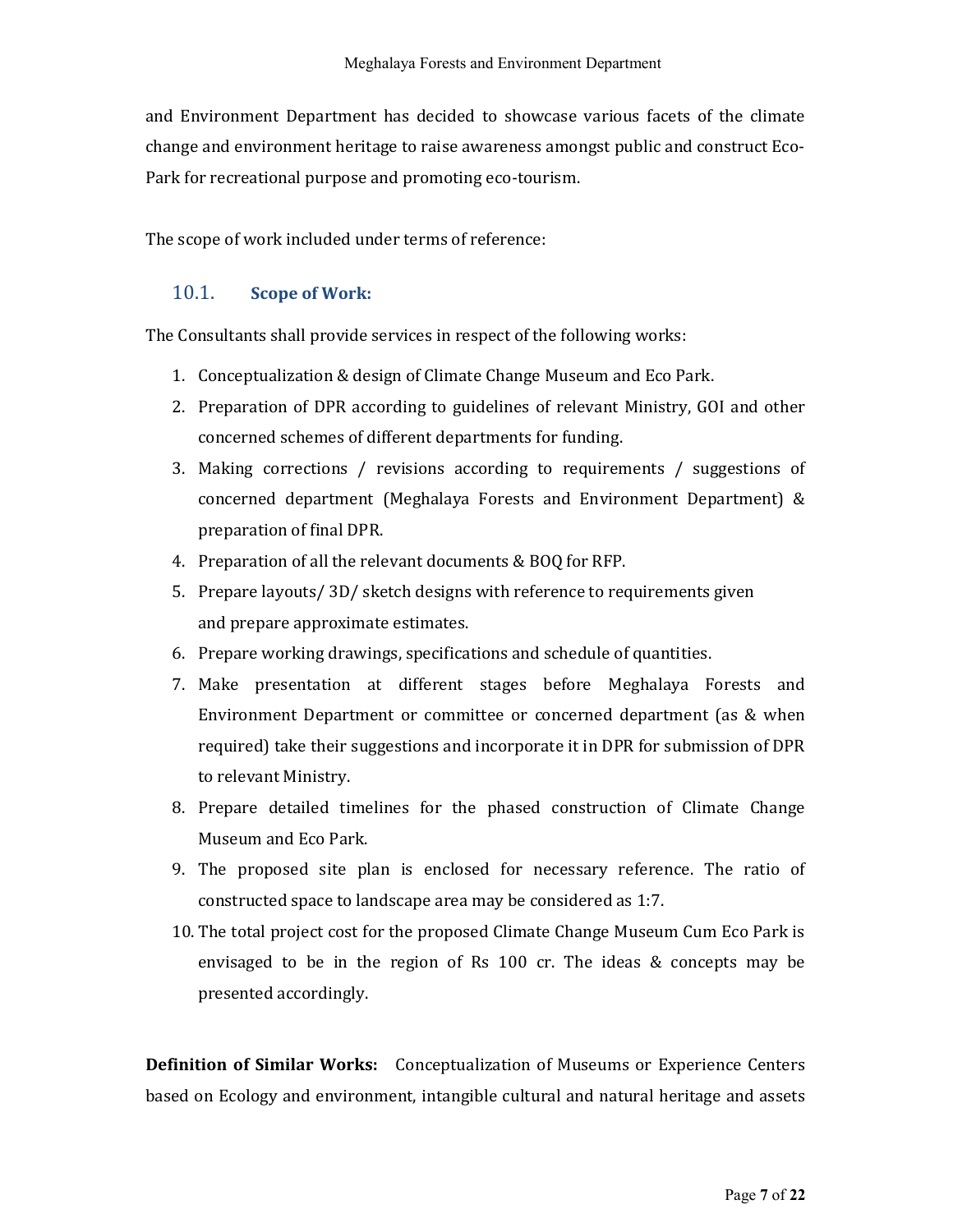and Environment Department has decided to showcase various facets of the climate change and environment heritage to raise awareness amongst public and construct Eco-Park for recreational purpose and promoting eco-tourism.

The scope of work included under terms of reference:

### 10.1. Scope of Work:

The Consultants shall provide services in respect of the following works:

1. Conceptualization & design of Climate Change Museum and Eco Park.
2. Preparation of DPR according to guidelines of relevant Ministry, GOI and other concerned schemes of different departments for funding.
3. Making corrections / revisions according to requirements / suggestions of concerned department (Meghalaya Forests and Environment Department) & preparation of final DPR.
4. Preparation of all the relevant documents & BOQ for RFP.
5. Prepare layouts/ 3D/ sketch designs with reference to requirements given and prepare approximate estimates.
6. Prepare working drawings, specifications and schedule of quantities.
7. Make presentation at different stages before Meghalaya Forests and Environment Department or committee or concerned department (as & when required) take their suggestions and incorporate it in DPR for submission of DPR to relevant Ministry.
8. Prepare detailed timelines for the phased construction of Climate Change Museum and Eco Park.
9. The proposed site plan is enclosed for necessary reference. The ratio of constructed space to landscape area may be considered as 1:7.
10. The total project cost for the proposed Climate Change Museum Cum Eco Park is envisaged to be in the region of Rs 100 cr. The ideas & concepts may be presented accordingly.

**Definition of Similar Works:** Conceptualization of Museums or Experience Centers based on Ecology and environment, intangible cultural and natural heritage and assets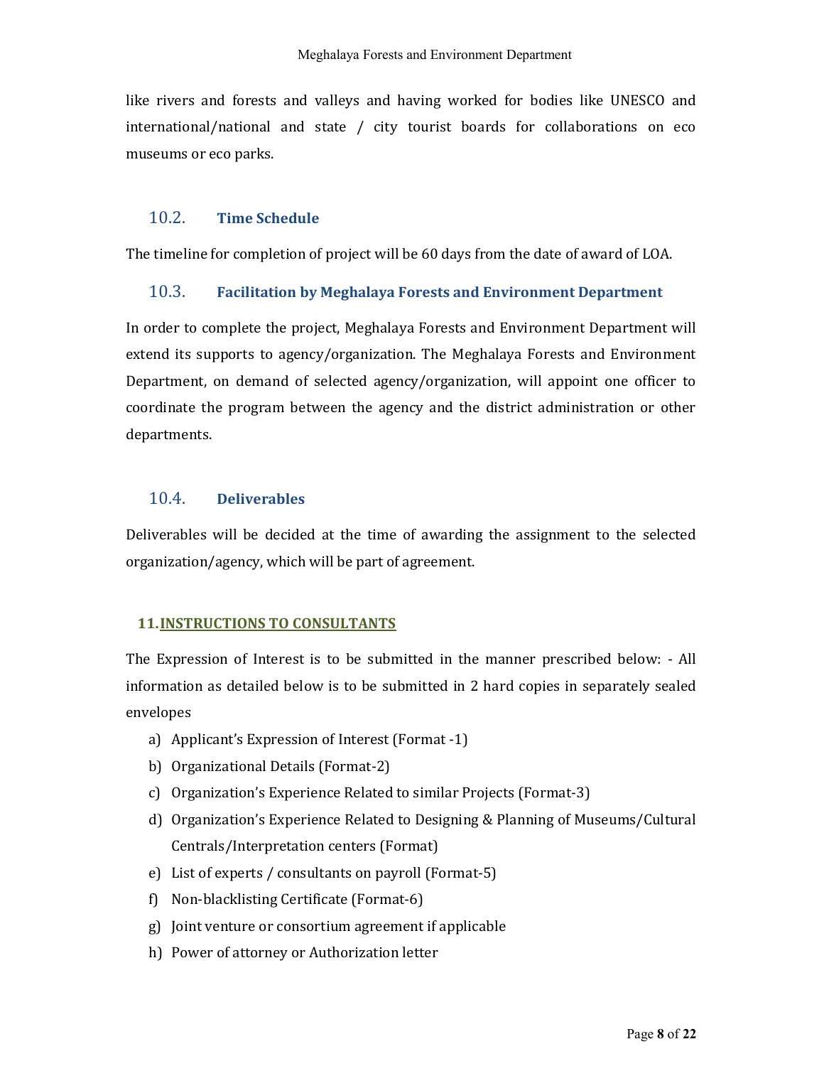like rivers and forests and valleys and having worked for bodies like UNESCO and international/national and state / city tourist boards for collaborations on eco museums or eco parks.

### 10.2. Time Schedule

The timeline for completion of project will be 60 days from the date of award of LOA.

### 10.3. Facilitation by Meghalaya Forests and Environment Department

In order to complete the project, Meghalaya Forests and Environment Department will extend its supports to agency/organization. The Meghalaya Forests and Environment Department, on demand of selected agency/organization, will appoint one officer to coordinate the program between the agency and the district administration or other departments.

### 10.4. Deliverables

Deliverables will be decided at the time of awarding the assignment to the selected organization/agency, which will be part of agreement.

## 11. INSTRUCTIONS TO CONSULTANTS

The Expression of Interest is to be submitted in the manner prescribed below: - All information as detailed below is to be submitted in 2 hard copies in separately sealed envelopes

a) Applicant's Expression of Interest (Format -1)
b) Organizational Details (Format-2)
c) Organization's Experience Related to similar Projects (Format-3)
d) Organization's Experience Related to Designing & Planning of Museums/Cultural Centrals/Interpretation centers (Format)
e) List of experts / consultants on payroll (Format-5)
f) Non-blacklisting Certificate (Format-6)
g) Joint venture or consortium agreement if applicable
h) Power of attorney or Authorization letter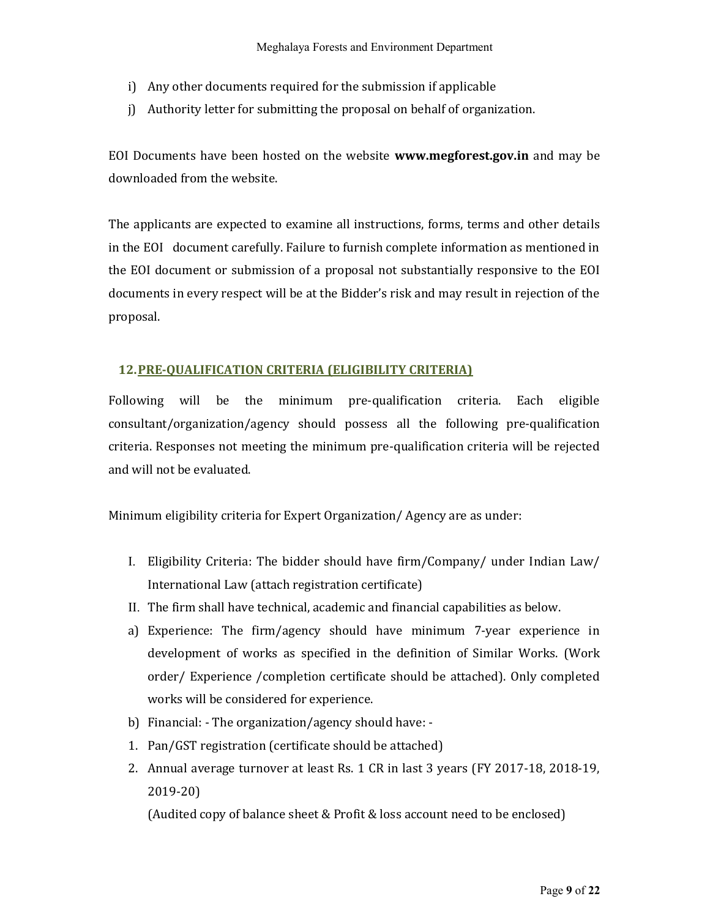i) Any other documents required for the submission if applicable
j) Authority letter for submitting the proposal on behalf of organization.

EOI Documents have been hosted on the website **www.megforest.gov.in** and may be downloaded from the website.

The applicants are expected to examine all instructions, forms, terms and other details in the EOI document carefully. Failure to furnish complete information as mentioned in the EOI document or submission of a proposal not substantially responsive to the EOI documents in every respect will be at the Bidder's risk and may result in rejection of the proposal.

## 12. PRE-QUALIFICATION CRITERIA (ELIGIBILITY CRITERIA)

Following will be the minimum pre-qualification criteria. Each eligible consultant/organization/agency should possess all the following pre-qualification criteria. Responses not meeting the minimum pre-qualification criteria will be rejected and will not be evaluated.

Minimum eligibility criteria for Expert Organization/ Agency are as under:

I. Eligibility Criteria: The bidder should have firm/Company/ under Indian Law/ International Law (attach registration certificate)
II. The firm shall have technical, academic and financial capabilities as below.

a) Experience: The firm/agency should have minimum 7-year experience in development of works as specified in the definition of Similar Works. (Work order/ Experience /completion certificate should be attached). Only completed works will be considered for experience.
b) Financial: - The organization/agency should have: -

1. Pan/GST registration (certificate should be attached)
2. Annual average turnover at least Rs. 1 CR in last 3 years (FY 2017-18, 2018-19, 2019-20)

   (Audited copy of balance sheet & Profit & loss account need to be enclosed)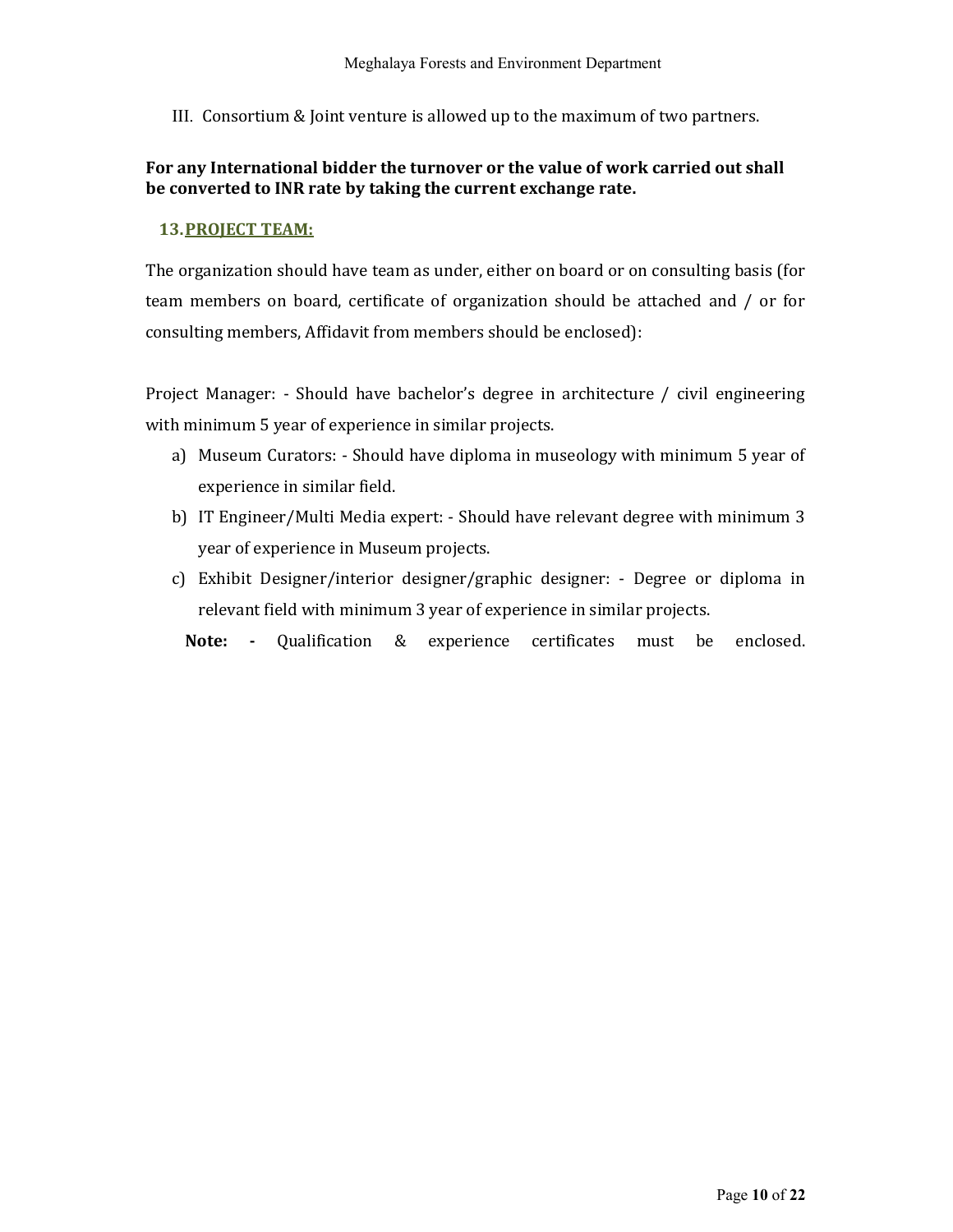III. Consortium & Joint venture is allowed up to the maximum of two partners.

**For any International bidder the turnover or the value of work carried out shall be converted to INR rate by taking the current exchange rate.**

## 13. PROJECT TEAM:

The organization should have team as under, either on board or on consulting basis (for team members on board, certificate of organization should be attached and / or for consulting members, Affidavit from members should be enclosed):

Project Manager: - Should have bachelor's degree in architecture / civil engineering with minimum 5 year of experience in similar projects.

a) Museum Curators: - Should have diploma in museology with minimum 5 year of experience in similar field.
b) IT Engineer/Multi Media expert: - Should have relevant degree with minimum 3 year of experience in Museum projects.
c) Exhibit Designer/interior designer/graphic designer: - Degree or diploma in relevant field with minimum 3 year of experience in similar projects.

**Note: -** Qualification & experience certificates must be enclosed.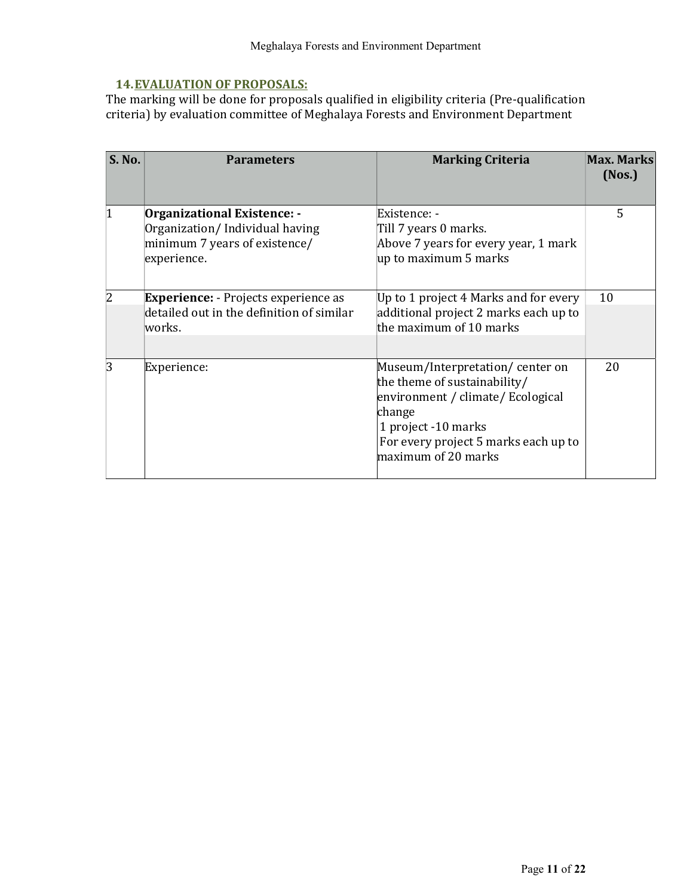## 14. EVALUATION OF PROPOSALS:

The marking will be done for proposals qualified in eligibility criteria (Pre-qualification criteria) by evaluation committee of Meghalaya Forests and Environment Department

| S. No. | Parameters | Marking Criteria | Max. Marks (Nos.) |
|---|---|---|---|
| 1 | **Organizational Existence: -** Organization/ Individual having minimum 7 years of existence/ experience. | Existence: - Till 7 years 0 marks. Above 7 years for every year, 1 mark up to maximum 5 marks | 5 |
| 2 | **Experience:** - Projects experience as detailed out in the definition of similar works. | Up to 1 project 4 Marks and for every additional project 2 marks each up to the maximum of 10 marks | 10 |
| 3 | Experience: | Museum/Interpretation/ center on the theme of sustainability/ environment / climate/ Ecological change 1 project -10 marks For every project 5 marks each up to maximum of 20 marks | 20 |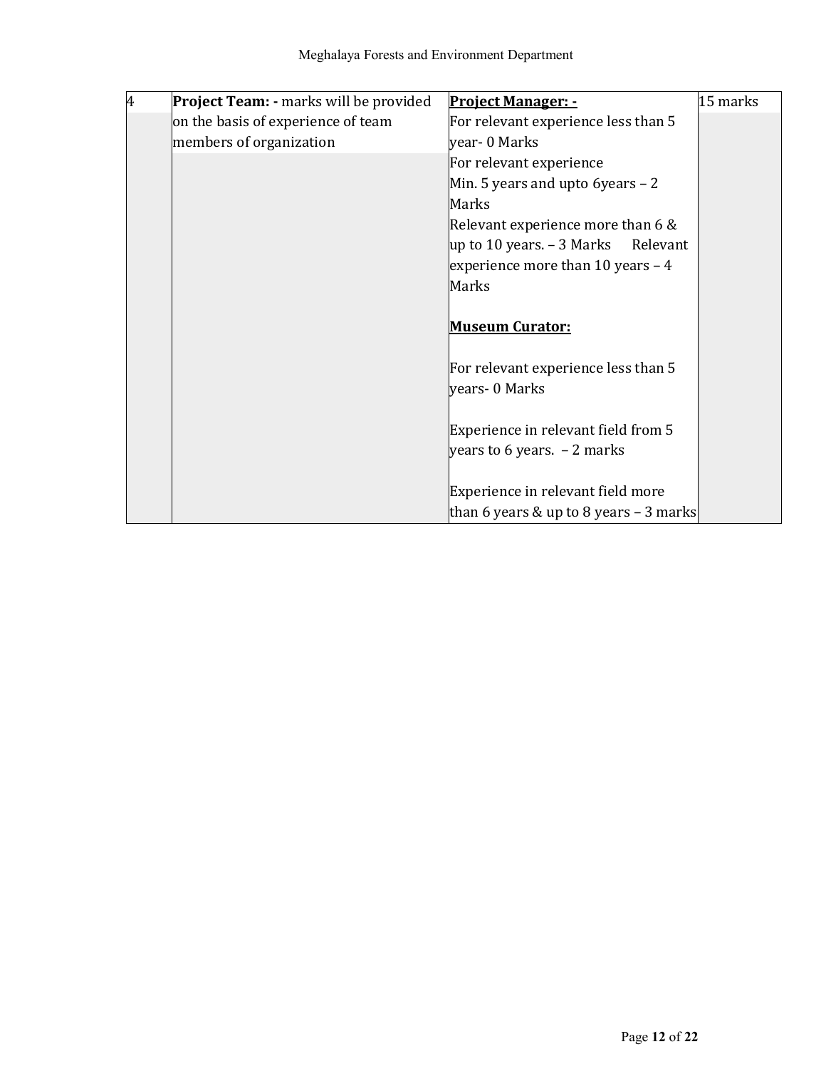| 4 | **Project Team: -** marks will be provided on the basis of experience of team members of organization | **<u>Project Manager: -</u>**<br>For relevant experience less than 5 year- 0 Marks<br>For relevant experience<br>Min. 5 years and upto 6years – 2 Marks<br>Relevant experience more than 6 & up to 10 years. – 3 Marks Relevant experience more than 10 years – 4 Marks<br><br>**<u>Museum Curator:</u>**<br><br>For relevant experience less than 5 years- 0 Marks<br><br>Experience in relevant field from 5 years to 6 years. – 2 marks<br><br>Experience in relevant field more than 6 years & up to 8 years – 3 marks | 15 marks |
|---|---|---|---|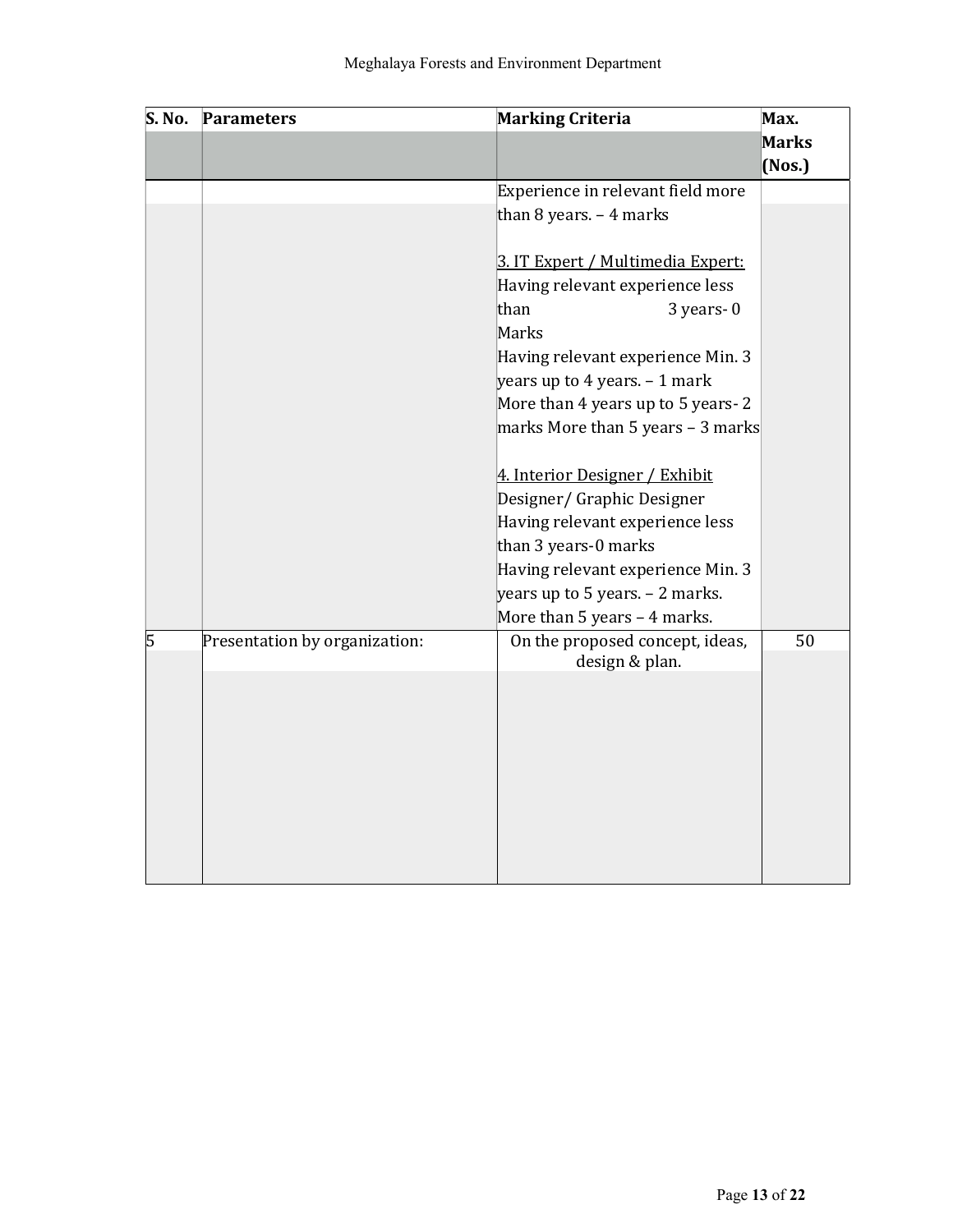| S. No. | Parameters | Marking Criteria | Max. Marks (Nos.) |
|---|---|---|---|
| | | Experience in relevant field more than 8 years. – 4 marks<br><br><u>3. IT Expert / Multimedia Expert:</u><br>Having relevant experience less than 3 years- 0 Marks<br>Having relevant experience Min. 3 years up to 4 years. – 1 mark<br>More than 4 years up to 5 years- 2 marks More than 5 years – 3 marks<br><br><u>4. Interior Designer / Exhibit</u> Designer/ Graphic Designer<br>Having relevant experience less than 3 years-0 marks<br>Having relevant experience Min. 3 years up to 5 years. – 2 marks.<br>More than 5 years – 4 marks. | |
| 5 | Presentation by organization: | On the proposed concept, ideas, design & plan. | 50 |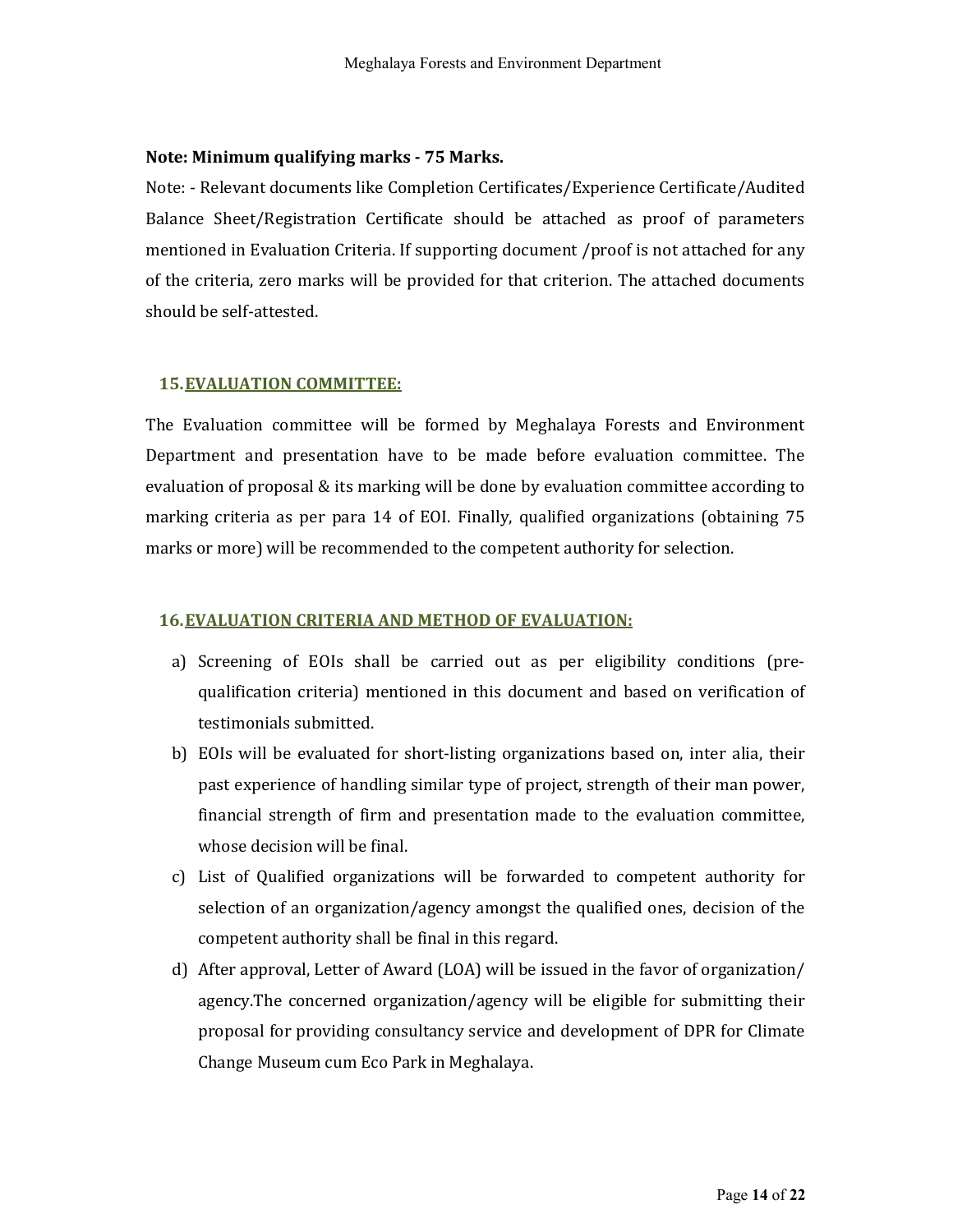**Note: Minimum qualifying marks - 75 Marks.**

Note: - Relevant documents like Completion Certificates/Experience Certificate/Audited Balance Sheet/Registration Certificate should be attached as proof of parameters mentioned in Evaluation Criteria. If supporting document /proof is not attached for any of the criteria, zero marks will be provided for that criterion. The attached documents should be self-attested.

## 15. EVALUATION COMMITTEE:

The Evaluation committee will be formed by Meghalaya Forests and Environment Department and presentation have to be made before evaluation committee. The evaluation of proposal & its marking will be done by evaluation committee according to marking criteria as per para 14 of EOI. Finally, qualified organizations (obtaining 75 marks or more) will be recommended to the competent authority for selection.

## 16. EVALUATION CRITERIA AND METHOD OF EVALUATION:

a) Screening of EOIs shall be carried out as per eligibility conditions (pre-qualification criteria) mentioned in this document and based on verification of testimonials submitted.

b) EOIs will be evaluated for short-listing organizations based on, inter alia, their past experience of handling similar type of project, strength of their man power, financial strength of firm and presentation made to the evaluation committee, whose decision will be final.

c) List of Qualified organizations will be forwarded to competent authority for selection of an organization/agency amongst the qualified ones, decision of the competent authority shall be final in this regard.

d) After approval, Letter of Award (LOA) will be issued in the favor of organization/ agency.The concerned organization/agency will be eligible for submitting their proposal for providing consultancy service and development of DPR for Climate Change Museum cum Eco Park in Meghalaya.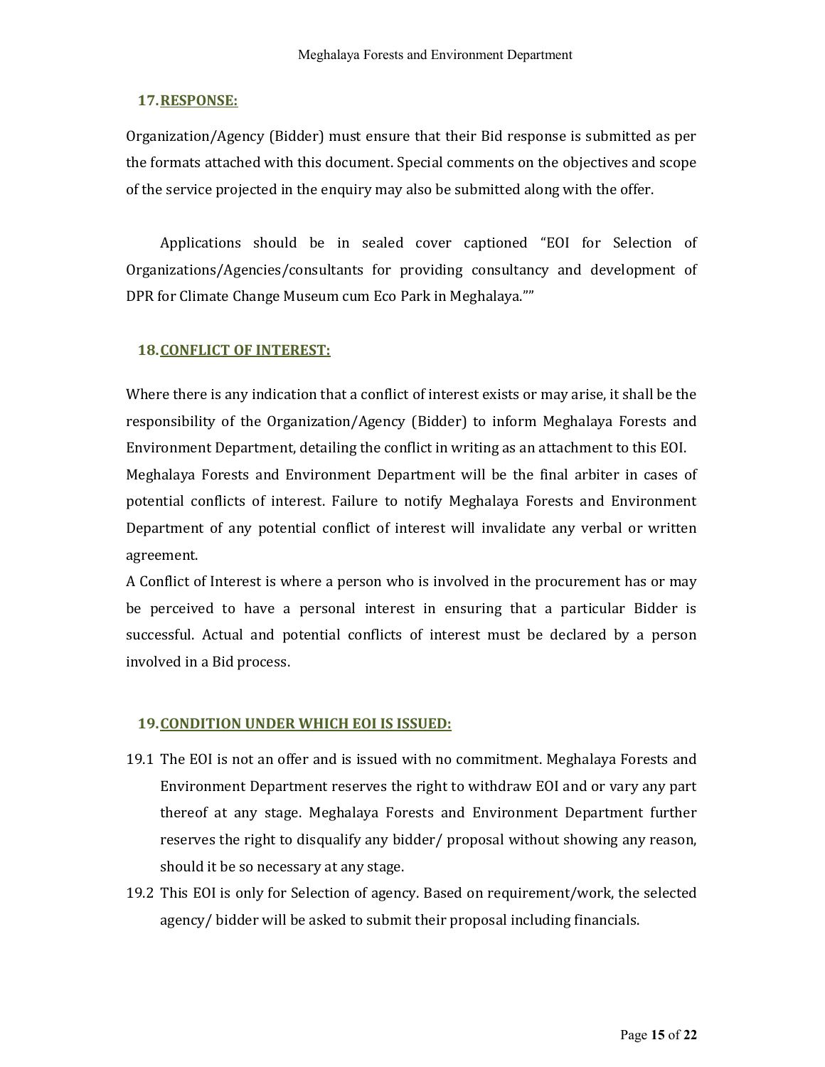## 17. RESPONSE:

Organization/Agency (Bidder) must ensure that their Bid response is submitted as per the formats attached with this document. Special comments on the objectives and scope of the service projected in the enquiry may also be submitted along with the offer.

Applications should be in sealed cover captioned "EOI for Selection of Organizations/Agencies/consultants for providing consultancy and development of DPR for Climate Change Museum cum Eco Park in Meghalaya.""

## 18. CONFLICT OF INTEREST:

Where there is any indication that a conflict of interest exists or may arise, it shall be the responsibility of the Organization/Agency (Bidder) to inform Meghalaya Forests and Environment Department, detailing the conflict in writing as an attachment to this EOI. Meghalaya Forests and Environment Department will be the final arbiter in cases of potential conflicts of interest. Failure to notify Meghalaya Forests and Environment Department of any potential conflict of interest will invalidate any verbal or written agreement.

A Conflict of Interest is where a person who is involved in the procurement has or may be perceived to have a personal interest in ensuring that a particular Bidder is successful. Actual and potential conflicts of interest must be declared by a person involved in a Bid process.

## 19. CONDITION UNDER WHICH EOI IS ISSUED:

19.1 The EOI is not an offer and is issued with no commitment. Meghalaya Forests and Environment Department reserves the right to withdraw EOI and or vary any part thereof at any stage. Meghalaya Forests and Environment Department further reserves the right to disqualify any bidder/ proposal without showing any reason, should it be so necessary at any stage.

19.2 This EOI is only for Selection of agency. Based on requirement/work, the selected agency/ bidder will be asked to submit their proposal including financials.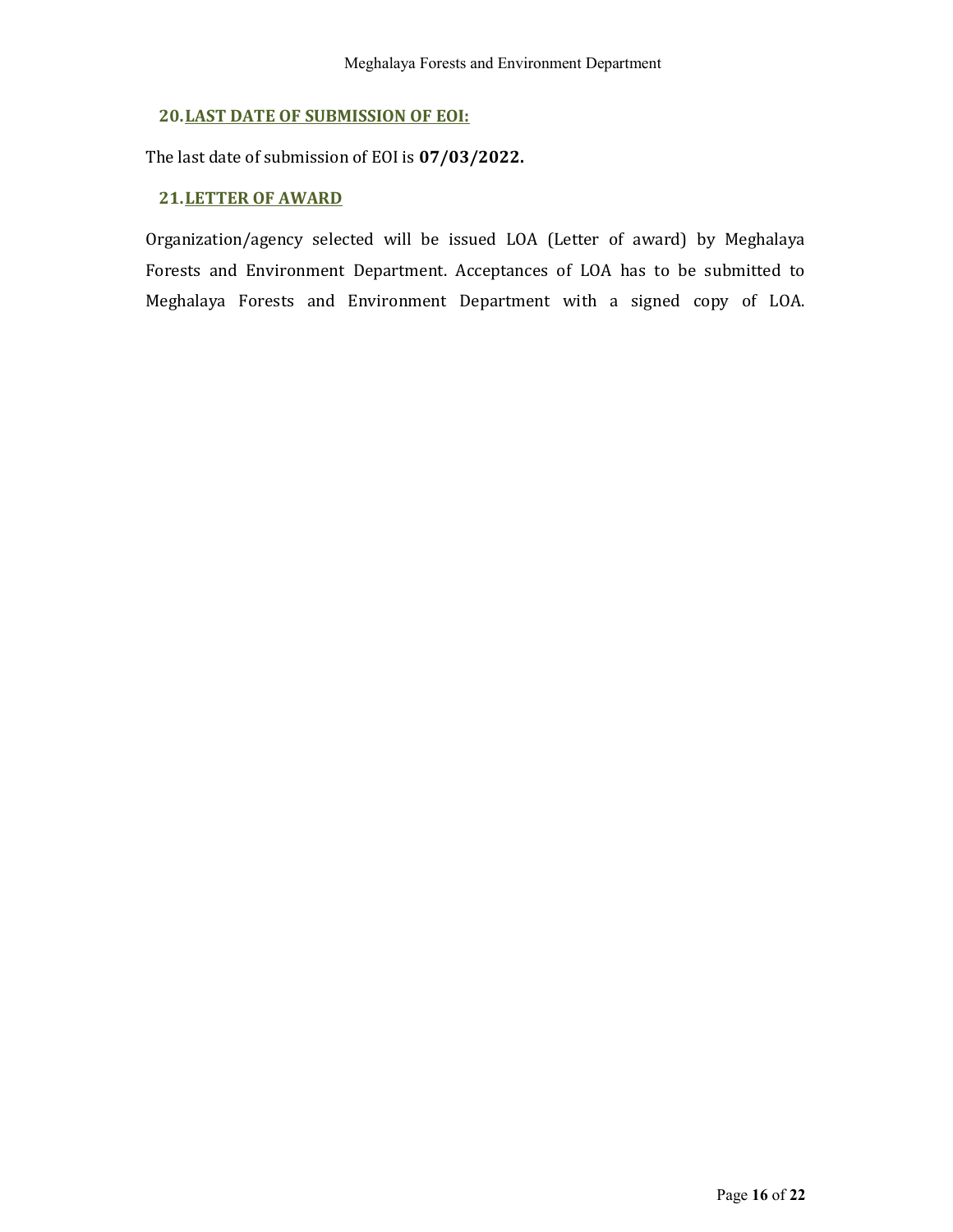## 20. LAST DATE OF SUBMISSION OF EOI:

The last date of submission of EOI is **07/03/2022.**

## 21. LETTER OF AWARD

Organization/agency selected will be issued LOA (Letter of award) by Meghalaya Forests and Environment Department. Acceptances of LOA has to be submitted to Meghalaya Forests and Environment Department with a signed copy of LOA.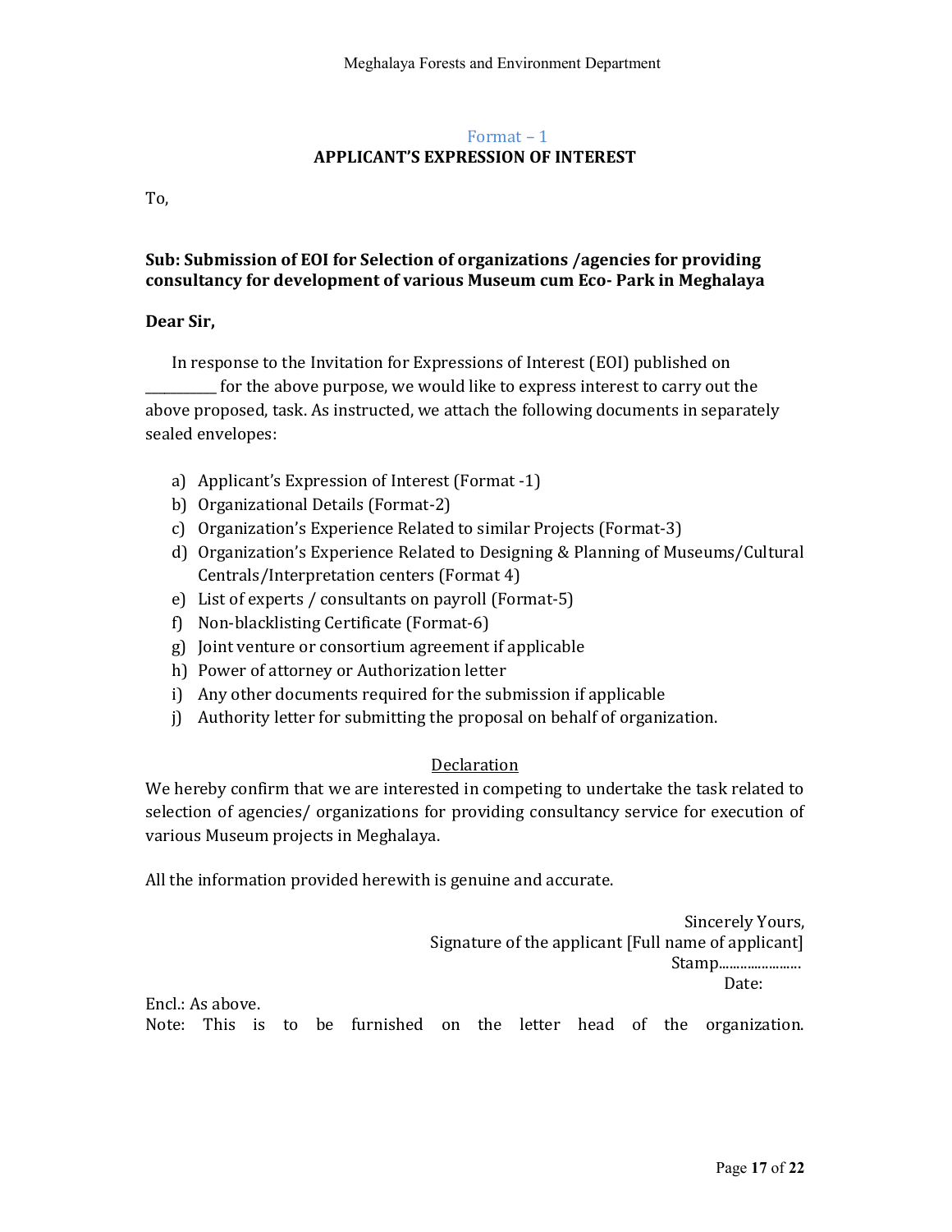Format – 1

**APPLICANT'S EXPRESSION OF INTEREST**

To,

**Sub: Submission of EOI for Selection of organizations /agencies for providing consultancy for development of various Museum cum Eco- Park in Meghalaya**

**Dear Sir,**

In response to the Invitation for Expressions of Interest (EOI) published on __________ for the above purpose, we would like to express interest to carry out the above proposed, task. As instructed, we attach the following documents in separately sealed envelopes:

a) Applicant's Expression of Interest (Format -1)
b) Organizational Details (Format-2)
c) Organization's Experience Related to similar Projects (Format-3)
d) Organization's Experience Related to Designing & Planning of Museums/Cultural Centrals/Interpretation centers (Format 4)
e) List of experts / consultants on payroll (Format-5)
f) Non-blacklisting Certificate (Format-6)
g) Joint venture or consortium agreement if applicable
h) Power of attorney or Authorization letter
i) Any other documents required for the submission if applicable
j) Authority letter for submitting the proposal on behalf of organization.

<u>Declaration</u>

We hereby confirm that we are interested in competing to undertake the task related to selection of agencies/ organizations for providing consultancy service for execution of various Museum projects in Meghalaya.

All the information provided herewith is genuine and accurate.

Sincerely Yours,
Signature of the applicant [Full name of applicant]
Stamp......................
Date:

Encl.: As above.
Note: This is to be furnished on the letter head of the organization.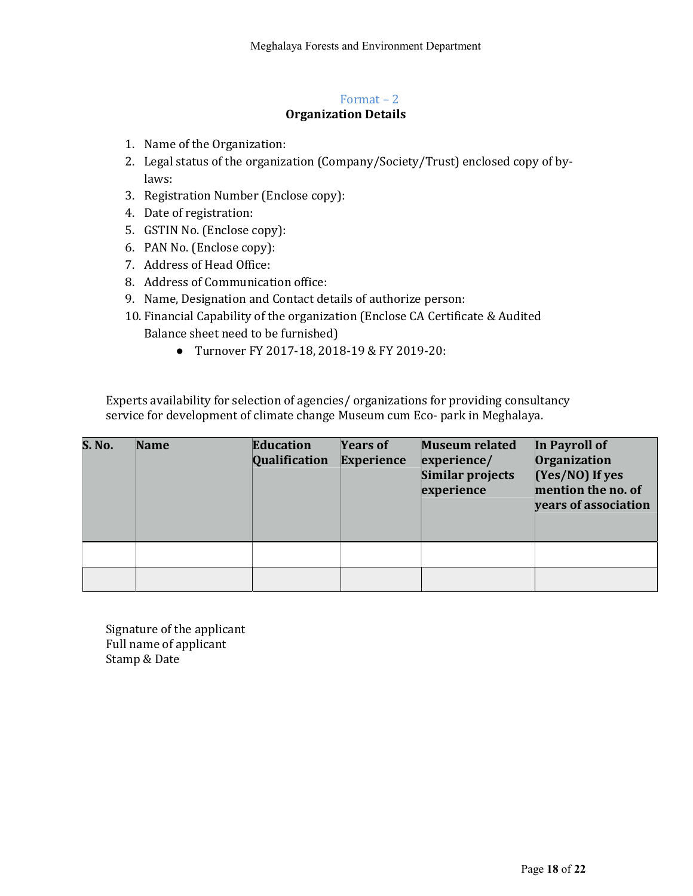## Format – 2

### Organization Details

1. Name of the Organization:
2. Legal status of the organization (Company/Society/Trust) enclosed copy of by-laws:
3. Registration Number (Enclose copy):
4. Date of registration:
5. GSTIN No. (Enclose copy):
6. PAN No. (Enclose copy):
7. Address of Head Office:
8. Address of Communication office:
9. Name, Designation and Contact details of authorize person:
10. Financial Capability of the organization (Enclose CA Certificate & Audited Balance sheet need to be furnished)
    - Turnover FY 2017-18, 2018-19 & FY 2019-20:

Experts availability for selection of agencies/ organizations for providing consultancy service for development of climate change Museum cum Eco- park in Meghalaya.

| S. No. | Name | Education Qualification | Years of Experience | Museum related experience/ Similar projects experience | In Payroll of Organization (Yes/NO) If yes mention the no. of years of association |
|---|---|---|---|---|---|
| | | | | | |
| | | | | | |

Signature of the applicant
Full name of applicant
Stamp & Date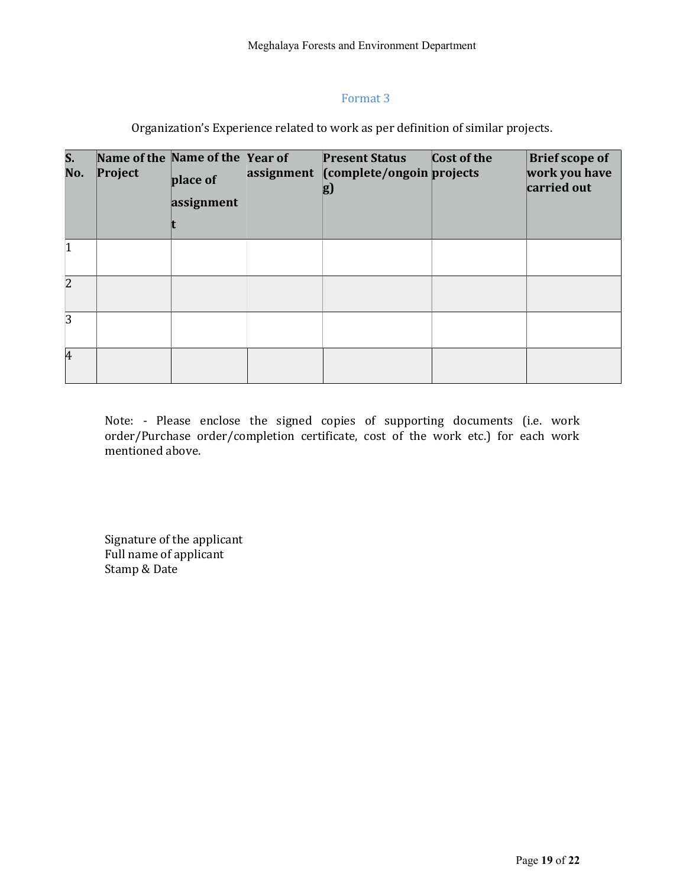## Format 3

Organization's Experience related to work as per definition of similar projects.

| S. No. | Name of the Project | Name of the place of assignment | Year of assignment | Present Status (complete/ongoing) | Cost of the projects | Brief scope of work you have carried out |
|---|---|---|---|---|---|---|
| 1 | | | | | | |
| 2 | | | | | | |
| 3 | | | | | | |
| 4 | | | | | | |

Note: - Please enclose the signed copies of supporting documents (i.e. work order/Purchase order/completion certificate, cost of the work etc.) for each work mentioned above.

Signature of the applicant  
Full name of applicant  
Stamp & Date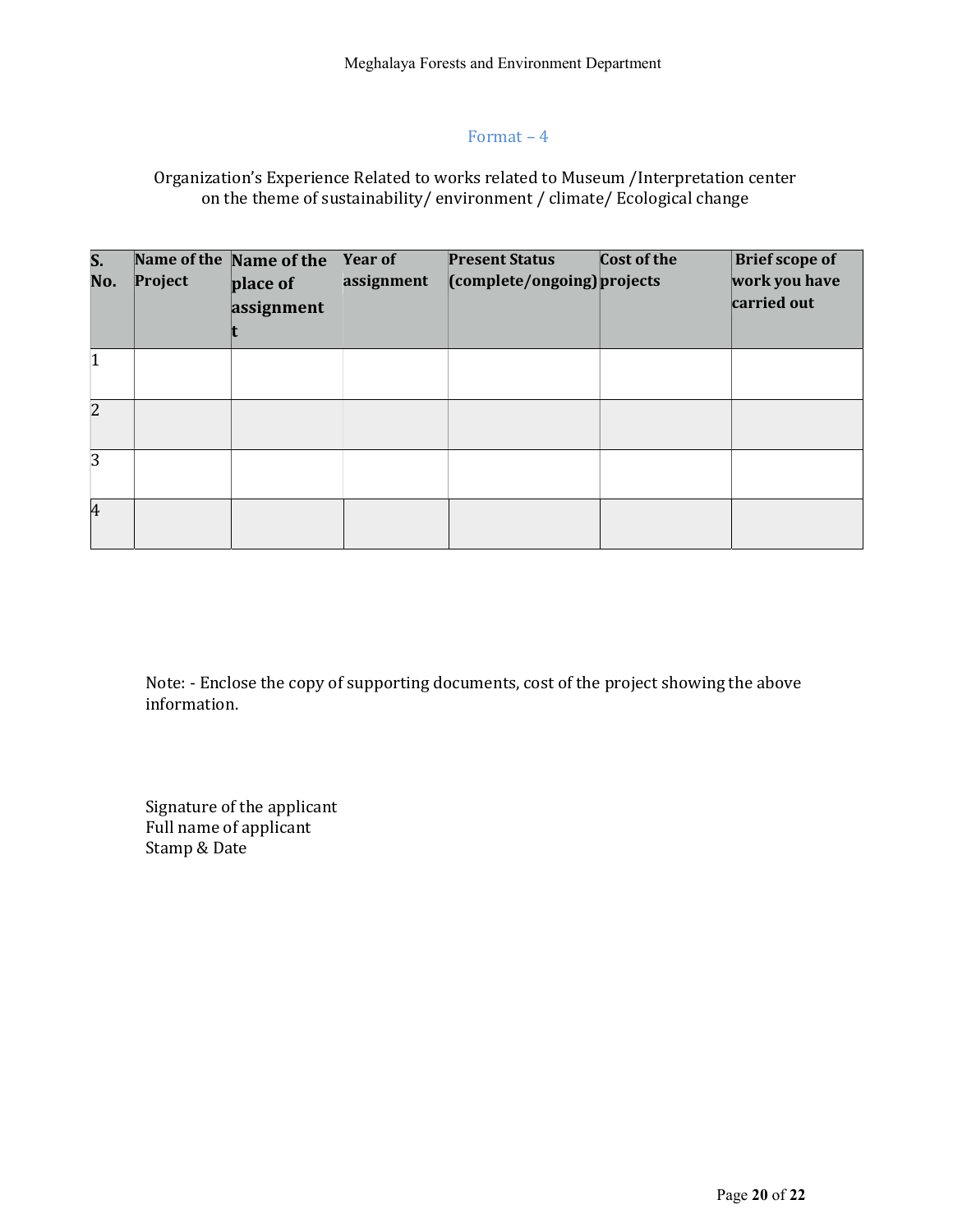## Format – 4

Organization's Experience Related to works related to Museum /Interpretation center on the theme of sustainability/ environment / climate/ Ecological change

| S. No. | Name of the Project | Name of the place of assignment | Year of assignment | Present Status (complete/ongoing) | Cost of the projects | Brief scope of work you have carried out |
|---|---|---|---|---|---|---|
| 1 | | | | | | |
| 2 | | | | | | |
| 3 | | | | | | |
| 4 | | | | | | |

Note: - Enclose the copy of supporting documents, cost of the project showing the above information.

Signature of the applicant
Full name of applicant
Stamp & Date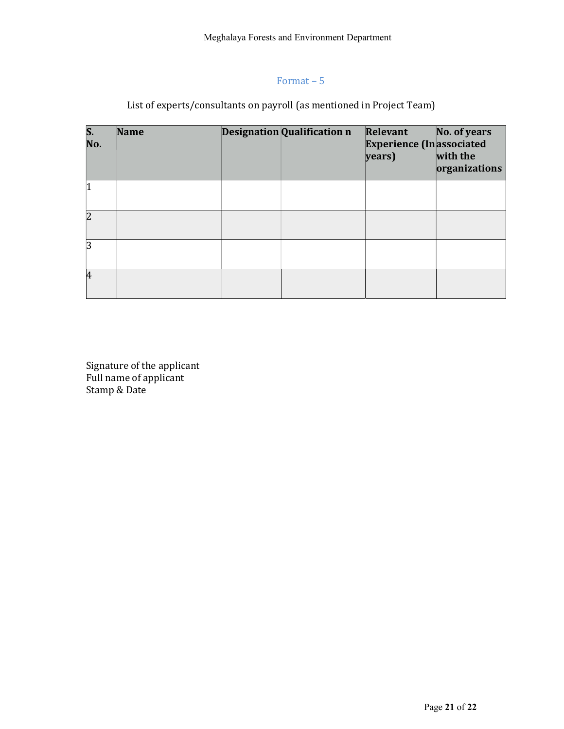Format – 5

List of experts/consultants on payroll (as mentioned in Project Team)

| S. No. | Name | Designation | Qualification n | Relevant Experience (In years) | No. of years associated with the organizations |
|---|---|---|---|---|---|
| 1 | | | | | |
| 2 | | | | | |
| 3 | | | | | |
| 4 | | | | | |

Signature of the applicant
Full name of applicant
Stamp & Date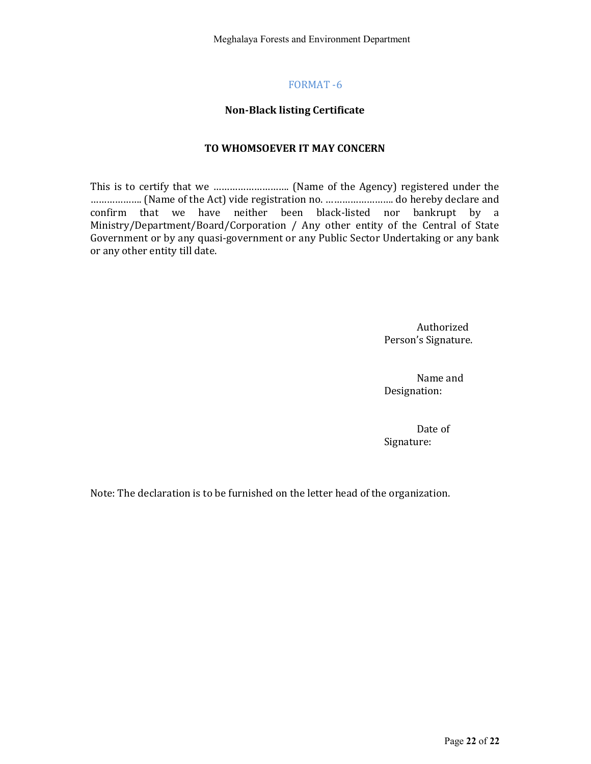FORMAT -6

**Non-Black listing Certificate**

**TO WHOMSOEVER IT MAY CONCERN**

This is to certify that we ……………………… (Name of the Agency) registered under the …………….. (Name of the Act) vide registration no. …………………… do hereby declare and confirm that we have neither been black-listed nor bankrupt by a Ministry/Department/Board/Corporation / Any other entity of the Central of State Government or by any quasi-government or any Public Sector Undertaking or any bank or any other entity till date.

Authorized Person's Signature.

Name and Designation:

Date of Signature:

Note: The declaration is to be furnished on the letter head of the organization.